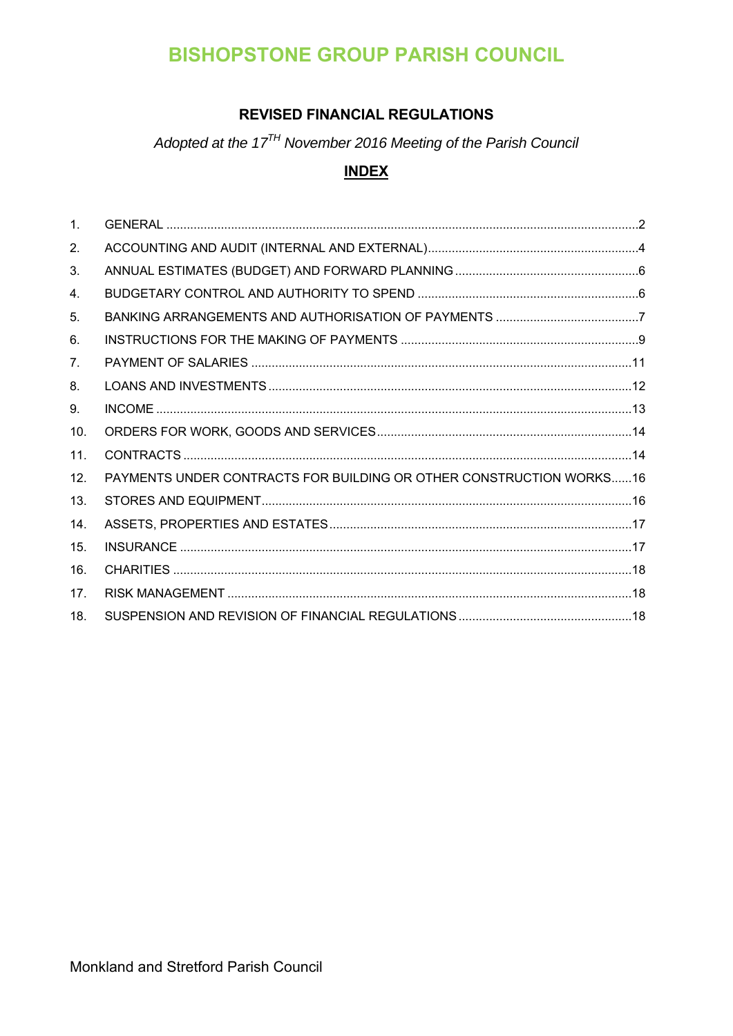# BISHOPSTONE GROUP PARISH COUNCIL

## REVISED FINANCIAL REGULATIONS

*Adopted at the 17TH November 2016 Meeting of the Parish Council*

## INDEX

1. GENERAL ....................................................2
2. ACCOUNTING AND AUDIT (INTERNAL AND EXTERNAL) ....................................................4
3. ANNUAL ESTIMATES (BUDGET) AND FORWARD PLANNING ....................................................6
4. BUDGETARY CONTROL AND AUTHORITY TO SPEND ....................................................6
5. BANKING ARRANGEMENTS AND AUTHORISATION OF PAYMENTS ....................................................7
6. INSTRUCTIONS FOR THE MAKING OF PAYMENTS ....................................................9
7. PAYMENT OF SALARIES ....................................................11
8. LOANS AND INVESTMENTS ....................................................12
9. INCOME ....................................................13
10. ORDERS FOR WORK, GOODS AND SERVICES ....................................................14
11. CONTRACTS ....................................................14
12. PAYMENTS UNDER CONTRACTS FOR BUILDING OR OTHER CONSTRUCTION WORKS......16
13. STORES AND EQUIPMENT ....................................................16
14. ASSETS, PROPERTIES AND ESTATES ....................................................17
15. INSURANCE ....................................................17
16. CHARITIES ....................................................18
17. RISK MANAGEMENT ....................................................18
18. SUSPENSION AND REVISION OF FINANCIAL REGULATIONS ....................................................18

Monkland and Stretford Parish Council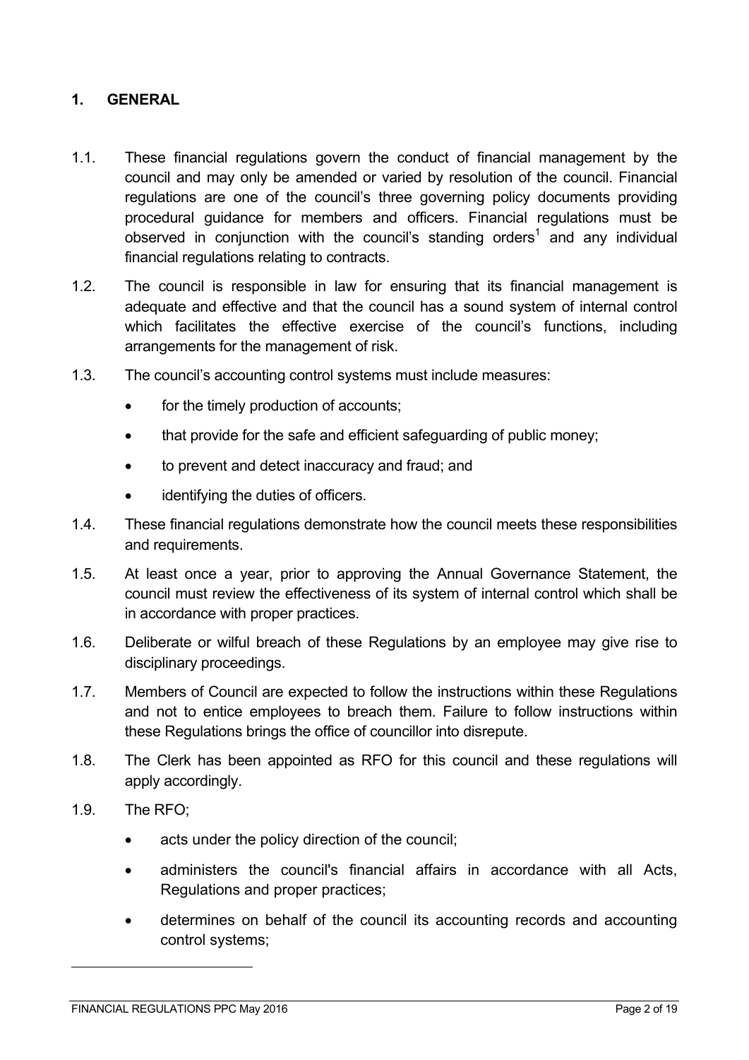## 1. GENERAL

1.1. These financial regulations govern the conduct of financial management by the council and may only be amended or varied by resolution of the council. Financial regulations are one of the council's three governing policy documents providing procedural guidance for members and officers. Financial regulations must be observed in conjunction with the council's standing orders[1] and any individual financial regulations relating to contracts.

1.2. The council is responsible in law for ensuring that its financial management is adequate and effective and that the council has a sound system of internal control which facilitates the effective exercise of the council's functions, including arrangements for the management of risk.

1.3. The council's accounting control systems must include measures:

- for the timely production of accounts;
- that provide for the safe and efficient safeguarding of public money;
- to prevent and detect inaccuracy and fraud; and
- identifying the duties of officers.

1.4. These financial regulations demonstrate how the council meets these responsibilities and requirements.

1.5. At least once a year, prior to approving the Annual Governance Statement, the council must review the effectiveness of its system of internal control which shall be in accordance with proper practices.

1.6. Deliberate or wilful breach of these Regulations by an employee may give rise to disciplinary proceedings.

1.7. Members of Council are expected to follow the instructions within these Regulations and not to entice employees to breach them. Failure to follow instructions within these Regulations brings the office of councillor into disrepute.

1.8. The Clerk has been appointed as RFO for this council and these regulations will apply accordingly.

1.9. The RFO;

- acts under the policy direction of the council;
- administers the council's financial affairs in accordance with all Acts, Regulations and proper practices;
- determines on behalf of the council its accounting records and accounting control systems;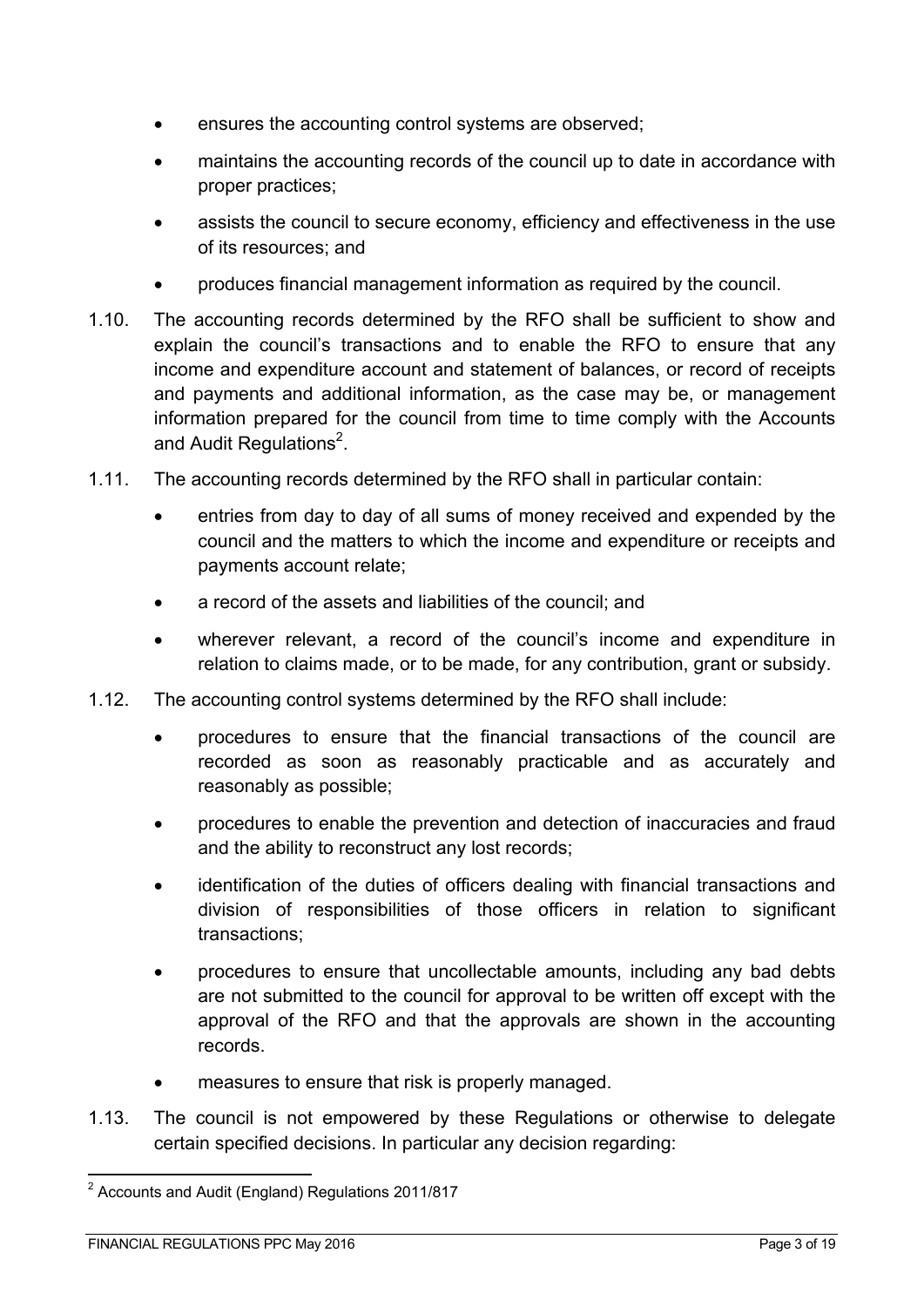- ensures the accounting control systems are observed;
- maintains the accounting records of the council up to date in accordance with proper practices;
- assists the council to secure economy, efficiency and effectiveness in the use of its resources; and
- produces financial management information as required by the council.

1.10. The accounting records determined by the RFO shall be sufficient to show and explain the council's transactions and to enable the RFO to ensure that any income and expenditure account and statement of balances, or record of receipts and payments and additional information, as the case may be, or management information prepared for the council from time to time comply with the Accounts and Audit Regulations[2].

1.11. The accounting records determined by the RFO shall in particular contain:

- entries from day to day of all sums of money received and expended by the council and the matters to which the income and expenditure or receipts and payments account relate;
- a record of the assets and liabilities of the council; and
- wherever relevant, a record of the council's income and expenditure in relation to claims made, or to be made, for any contribution, grant or subsidy.

1.12. The accounting control systems determined by the RFO shall include:

- procedures to ensure that the financial transactions of the council are recorded as soon as reasonably practicable and as accurately and reasonably as possible;
- procedures to enable the prevention and detection of inaccuracies and fraud and the ability to reconstruct any lost records;
- identification of the duties of officers dealing with financial transactions and division of responsibilities of those officers in relation to significant transactions;
- procedures to ensure that uncollectable amounts, including any bad debts are not submitted to the council for approval to be written off except with the approval of the RFO and that the approvals are shown in the accounting records.
- measures to ensure that risk is properly managed.

1.13. The council is not empowered by these Regulations or otherwise to delegate certain specified decisions. In particular any decision regarding:

[2] Accounts and Audit (England) Regulations 2011/817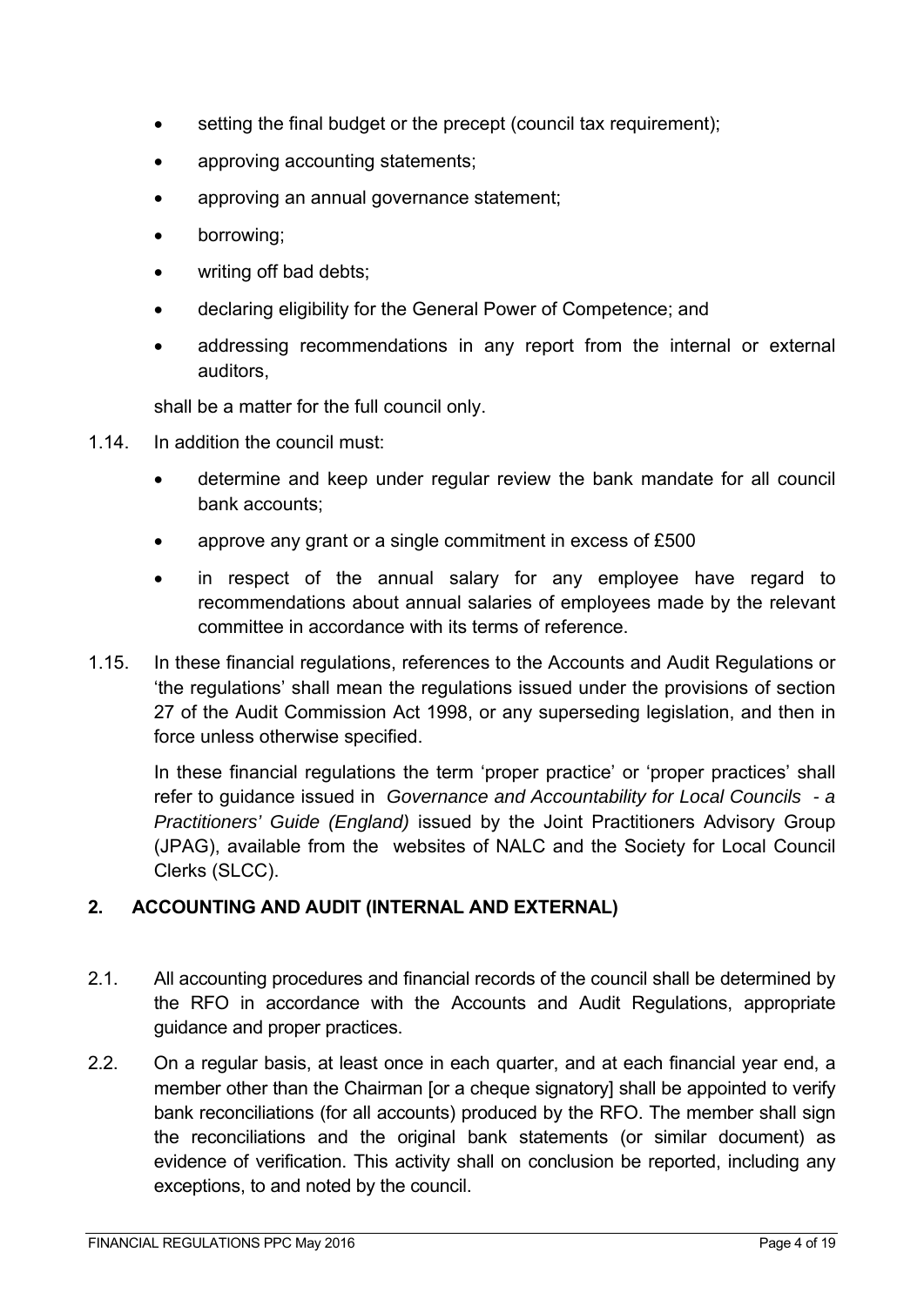- setting the final budget or the precept (council tax requirement);
- approving accounting statements;
- approving an annual governance statement;
- borrowing;
- writing off bad debts;
- declaring eligibility for the General Power of Competence; and
- addressing recommendations in any report from the internal or external auditors,

shall be a matter for the full council only.

1.14. In addition the council must:

- determine and keep under regular review the bank mandate for all council bank accounts;
- approve any grant or a single commitment in excess of £500
- in respect of the annual salary for any employee have regard to recommendations about annual salaries of employees made by the relevant committee in accordance with its terms of reference.

1.15. In these financial regulations, references to the Accounts and Audit Regulations or 'the regulations' shall mean the regulations issued under the provisions of section 27 of the Audit Commission Act 1998, or any superseding legislation, and then in force unless otherwise specified.

In these financial regulations the term 'proper practice' or 'proper practices' shall refer to guidance issued in *Governance and Accountability for Local Councils - a Practitioners' Guide (England)* issued by the Joint Practitioners Advisory Group (JPAG), available from the websites of NALC and the Society for Local Council Clerks (SLCC).

## 2. ACCOUNTING AND AUDIT (INTERNAL AND EXTERNAL)

2.1. All accounting procedures and financial records of the council shall be determined by the RFO in accordance with the Accounts and Audit Regulations, appropriate guidance and proper practices.

2.2. On a regular basis, at least once in each quarter, and at each financial year end, a member other than the Chairman [or a cheque signatory] shall be appointed to verify bank reconciliations (for all accounts) produced by the RFO. The member shall sign the reconciliations and the original bank statements (or similar document) as evidence of verification. This activity shall on conclusion be reported, including any exceptions, to and noted by the council.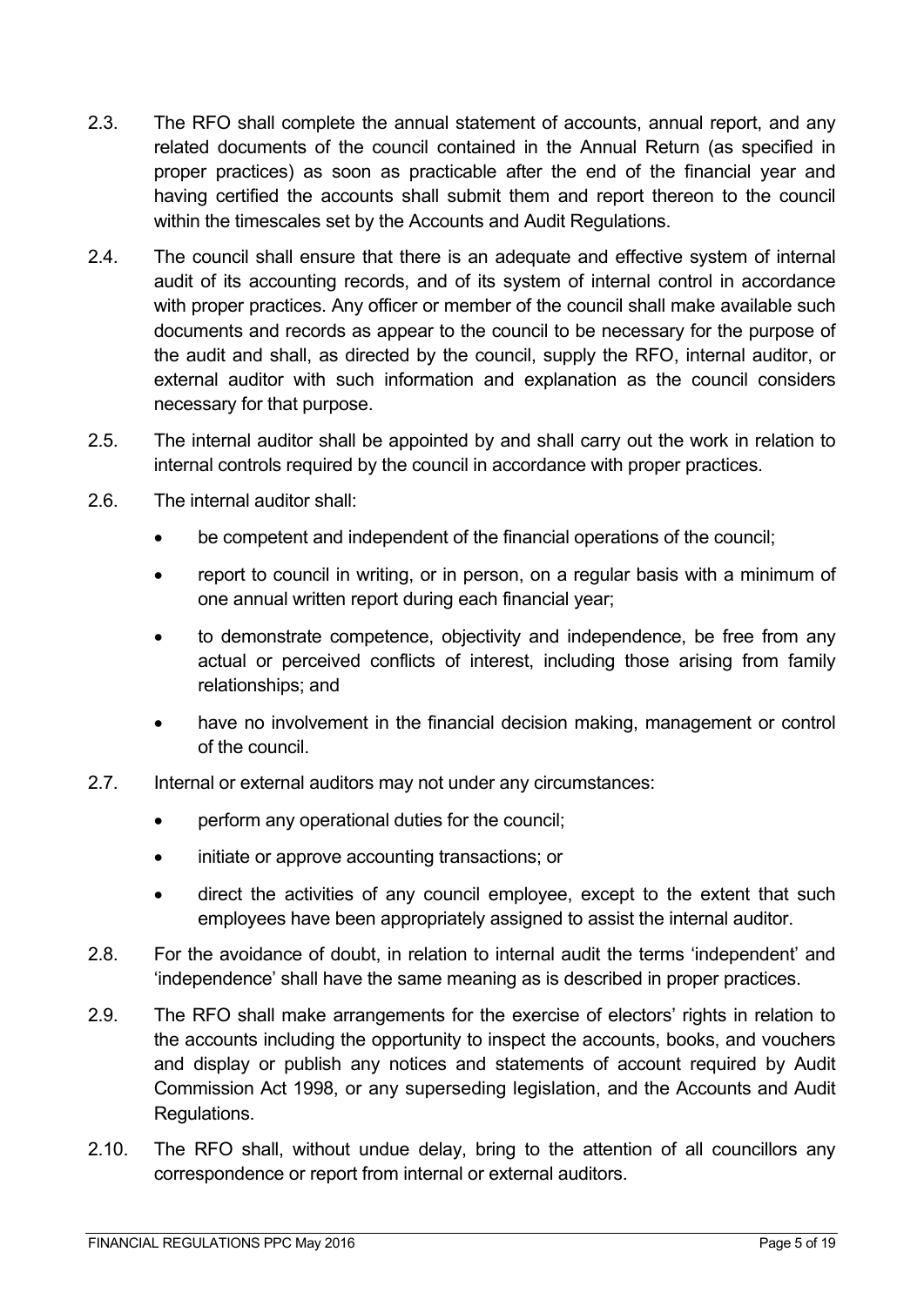2.3. The RFO shall complete the annual statement of accounts, annual report, and any related documents of the council contained in the Annual Return (as specified in proper practices) as soon as practicable after the end of the financial year and having certified the accounts shall submit them and report thereon to the council within the timescales set by the Accounts and Audit Regulations.

2.4. The council shall ensure that there is an adequate and effective system of internal audit of its accounting records, and of its system of internal control in accordance with proper practices. Any officer or member of the council shall make available such documents and records as appear to the council to be necessary for the purpose of the audit and shall, as directed by the council, supply the RFO, internal auditor, or external auditor with such information and explanation as the council considers necessary for that purpose.

2.5. The internal auditor shall be appointed by and shall carry out the work in relation to internal controls required by the council in accordance with proper practices.

2.6. The internal auditor shall:

- be competent and independent of the financial operations of the council;
- report to council in writing, or in person, on a regular basis with a minimum of one annual written report during each financial year;
- to demonstrate competence, objectivity and independence, be free from any actual or perceived conflicts of interest, including those arising from family relationships; and
- have no involvement in the financial decision making, management or control of the council.

2.7. Internal or external auditors may not under any circumstances:

- perform any operational duties for the council;
- initiate or approve accounting transactions; or
- direct the activities of any council employee, except to the extent that such employees have been appropriately assigned to assist the internal auditor.

2.8. For the avoidance of doubt, in relation to internal audit the terms 'independent' and 'independence' shall have the same meaning as is described in proper practices.

2.9. The RFO shall make arrangements for the exercise of electors' rights in relation to the accounts including the opportunity to inspect the accounts, books, and vouchers and display or publish any notices and statements of account required by Audit Commission Act 1998, or any superseding legislation, and the Accounts and Audit Regulations.

2.10. The RFO shall, without undue delay, bring to the attention of all councillors any correspondence or report from internal or external auditors.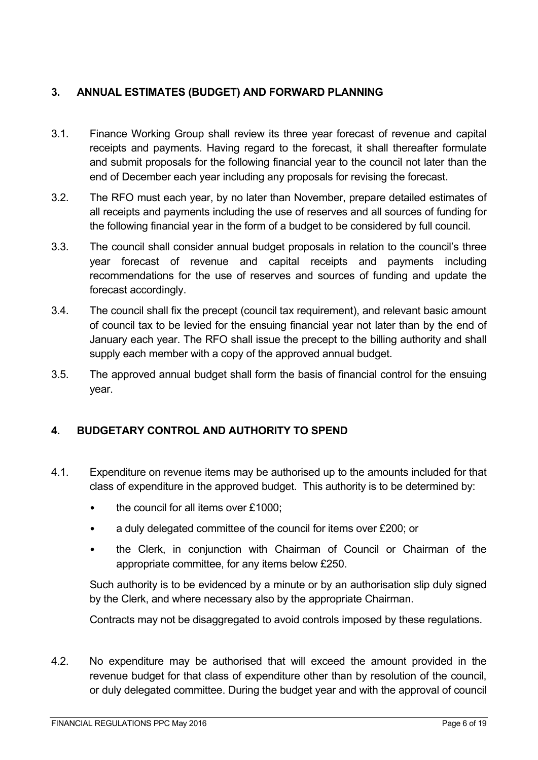## 3. ANNUAL ESTIMATES (BUDGET) AND FORWARD PLANNING

3.1. Finance Working Group shall review its three year forecast of revenue and capital receipts and payments. Having regard to the forecast, it shall thereafter formulate and submit proposals for the following financial year to the council not later than the end of December each year including any proposals for revising the forecast.

3.2. The RFO must each year, by no later than November, prepare detailed estimates of all receipts and payments including the use of reserves and all sources of funding for the following financial year in the form of a budget to be considered by full council.

3.3. The council shall consider annual budget proposals in relation to the council's three year forecast of revenue and capital receipts and payments including recommendations for the use of reserves and sources of funding and update the forecast accordingly.

3.4. The council shall fix the precept (council tax requirement), and relevant basic amount of council tax to be levied for the ensuing financial year not later than by the end of January each year. The RFO shall issue the precept to the billing authority and shall supply each member with a copy of the approved annual budget.

3.5. The approved annual budget shall form the basis of financial control for the ensuing year.

## 4. BUDGETARY CONTROL AND AUTHORITY TO SPEND

4.1. Expenditure on revenue items may be authorised up to the amounts included for that class of expenditure in the approved budget. This authority is to be determined by:

- the council for all items over £1000;
- a duly delegated committee of the council for items over £200; or
- the Clerk, in conjunction with Chairman of Council or Chairman of the appropriate committee, for any items below £250.

Such authority is to be evidenced by a minute or by an authorisation slip duly signed by the Clerk, and where necessary also by the appropriate Chairman.

Contracts may not be disaggregated to avoid controls imposed by these regulations.

4.2. No expenditure may be authorised that will exceed the amount provided in the revenue budget for that class of expenditure other than by resolution of the council, or duly delegated committee. During the budget year and with the approval of council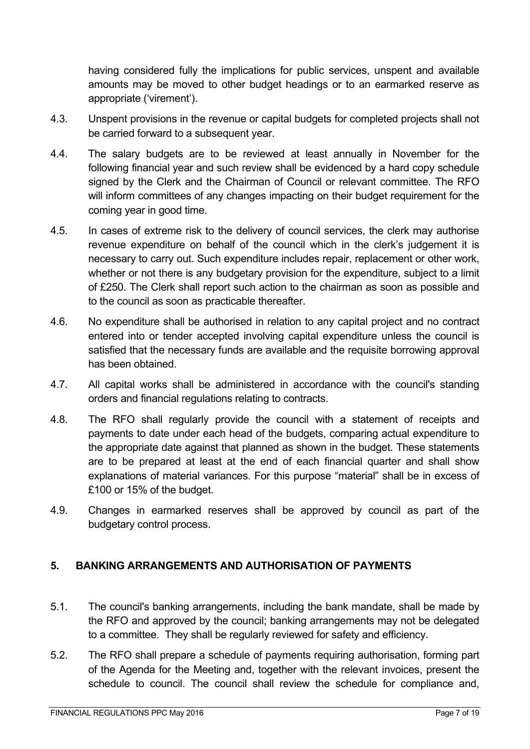having considered fully the implications for public services, unspent and available amounts may be moved to other budget headings or to an earmarked reserve as appropriate ('virement').

4.3. Unspent provisions in the revenue or capital budgets for completed projects shall not be carried forward to a subsequent year.

4.4. The salary budgets are to be reviewed at least annually in November for the following financial year and such review shall be evidenced by a hard copy schedule signed by the Clerk and the Chairman of Council or relevant committee. The RFO will inform committees of any changes impacting on their budget requirement for the coming year in good time.

4.5. In cases of extreme risk to the delivery of council services, the clerk may authorise revenue expenditure on behalf of the council which in the clerk's judgement it is necessary to carry out. Such expenditure includes repair, replacement or other work, whether or not there is any budgetary provision for the expenditure, subject to a limit of £250. The Clerk shall report such action to the chairman as soon as possible and to the council as soon as practicable thereafter.

4.6. No expenditure shall be authorised in relation to any capital project and no contract entered into or tender accepted involving capital expenditure unless the council is satisfied that the necessary funds are available and the requisite borrowing approval has been obtained.

4.7. All capital works shall be administered in accordance with the council's standing orders and financial regulations relating to contracts.

4.8. The RFO shall regularly provide the council with a statement of receipts and payments to date under each head of the budgets, comparing actual expenditure to the appropriate date against that planned as shown in the budget. These statements are to be prepared at least at the end of each financial quarter and shall show explanations of material variances. For this purpose "material" shall be in excess of £100 or 15% of the budget.

4.9. Changes in earmarked reserves shall be approved by council as part of the budgetary control process.

## 5. BANKING ARRANGEMENTS AND AUTHORISATION OF PAYMENTS

5.1. The council's banking arrangements, including the bank mandate, shall be made by the RFO and approved by the council; banking arrangements may not be delegated to a committee. They shall be regularly reviewed for safety and efficiency.

5.2. The RFO shall prepare a schedule of payments requiring authorisation, forming part of the Agenda for the Meeting and, together with the relevant invoices, present the schedule to council. The council shall review the schedule for compliance and,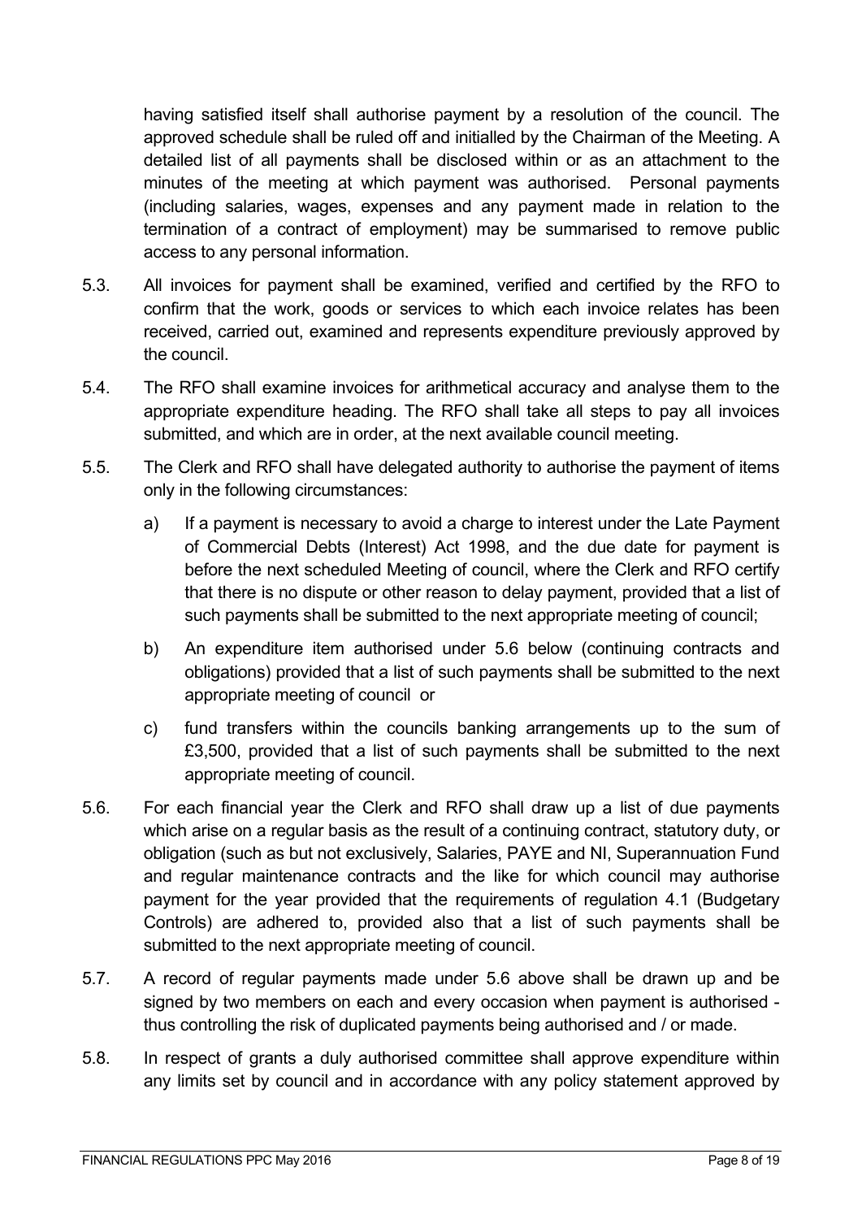having satisfied itself shall authorise payment by a resolution of the council. The approved schedule shall be ruled off and initialled by the Chairman of the Meeting. A detailed list of all payments shall be disclosed within or as an attachment to the minutes of the meeting at which payment was authorised. Personal payments (including salaries, wages, expenses and any payment made in relation to the termination of a contract of employment) may be summarised to remove public access to any personal information.

5.3. All invoices for payment shall be examined, verified and certified by the RFO to confirm that the work, goods or services to which each invoice relates has been received, carried out, examined and represents expenditure previously approved by the council.

5.4. The RFO shall examine invoices for arithmetical accuracy and analyse them to the appropriate expenditure heading. The RFO shall take all steps to pay all invoices submitted, and which are in order, at the next available council meeting.

5.5. The Clerk and RFO shall have delegated authority to authorise the payment of items only in the following circumstances:

a) If a payment is necessary to avoid a charge to interest under the Late Payment of Commercial Debts (Interest) Act 1998, and the due date for payment is before the next scheduled Meeting of council, where the Clerk and RFO certify that there is no dispute or other reason to delay payment, provided that a list of such payments shall be submitted to the next appropriate meeting of council;

b) An expenditure item authorised under 5.6 below (continuing contracts and obligations) provided that a list of such payments shall be submitted to the next appropriate meeting of council or

c) fund transfers within the councils banking arrangements up to the sum of £3,500, provided that a list of such payments shall be submitted to the next appropriate meeting of council.

5.6. For each financial year the Clerk and RFO shall draw up a list of due payments which arise on a regular basis as the result of a continuing contract, statutory duty, or obligation (such as but not exclusively, Salaries, PAYE and NI, Superannuation Fund and regular maintenance contracts and the like for which council may authorise payment for the year provided that the requirements of regulation 4.1 (Budgetary Controls) are adhered to, provided also that a list of such payments shall be submitted to the next appropriate meeting of council.

5.7. A record of regular payments made under 5.6 above shall be drawn up and be signed by two members on each and every occasion when payment is authorised - thus controlling the risk of duplicated payments being authorised and / or made.

5.8. In respect of grants a duly authorised committee shall approve expenditure within any limits set by council and in accordance with any policy statement approved by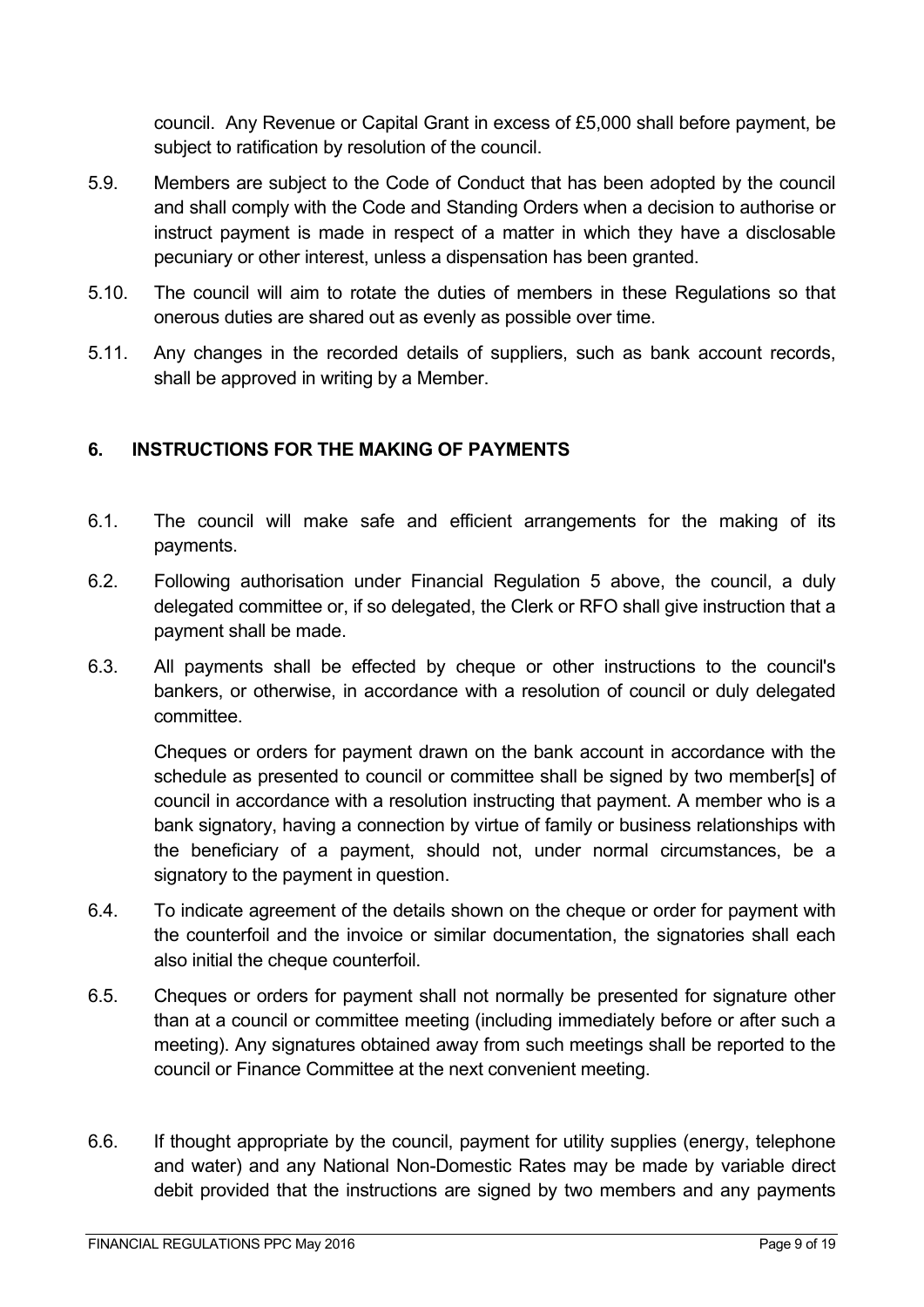council. Any Revenue or Capital Grant in excess of £5,000 shall before payment, be subject to ratification by resolution of the council.

5.9. Members are subject to the Code of Conduct that has been adopted by the council and shall comply with the Code and Standing Orders when a decision to authorise or instruct payment is made in respect of a matter in which they have a disclosable pecuniary or other interest, unless a dispensation has been granted.

5.10. The council will aim to rotate the duties of members in these Regulations so that onerous duties are shared out as evenly as possible over time.

5.11. Any changes in the recorded details of suppliers, such as bank account records, shall be approved in writing by a Member.

## 6. INSTRUCTIONS FOR THE MAKING OF PAYMENTS

6.1. The council will make safe and efficient arrangements for the making of its payments.

6.2. Following authorisation under Financial Regulation 5 above, the council, a duly delegated committee or, if so delegated, the Clerk or RFO shall give instruction that a payment shall be made.

6.3. All payments shall be effected by cheque or other instructions to the council's bankers, or otherwise, in accordance with a resolution of council or duly delegated committee.

Cheques or orders for payment drawn on the bank account in accordance with the schedule as presented to council or committee shall be signed by two member[s] of council in accordance with a resolution instructing that payment. A member who is a bank signatory, having a connection by virtue of family or business relationships with the beneficiary of a payment, should not, under normal circumstances, be a signatory to the payment in question.

6.4. To indicate agreement of the details shown on the cheque or order for payment with the counterfoil and the invoice or similar documentation, the signatories shall each also initial the cheque counterfoil.

6.5. Cheques or orders for payment shall not normally be presented for signature other than at a council or committee meeting (including immediately before or after such a meeting). Any signatures obtained away from such meetings shall be reported to the council or Finance Committee at the next convenient meeting.

6.6. If thought appropriate by the council, payment for utility supplies (energy, telephone and water) and any National Non-Domestic Rates may be made by variable direct debit provided that the instructions are signed by two members and any payments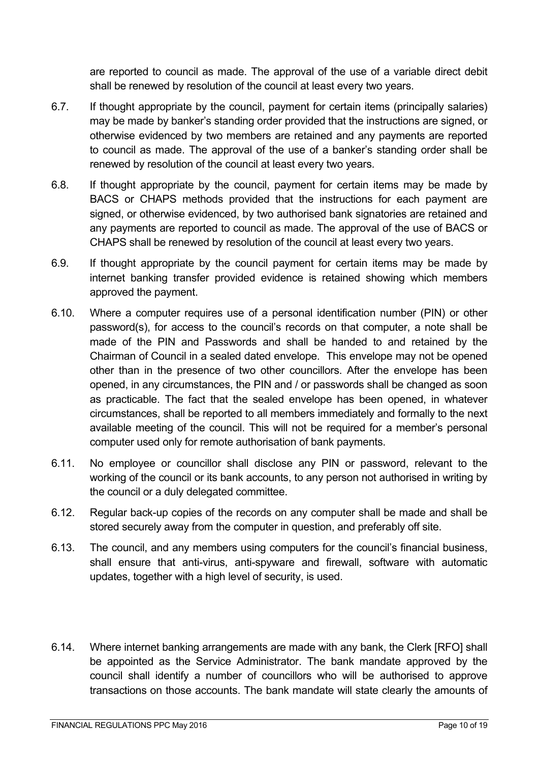are reported to council as made. The approval of the use of a variable direct debit shall be renewed by resolution of the council at least every two years.

6.7. If thought appropriate by the council, payment for certain items (principally salaries) may be made by banker's standing order provided that the instructions are signed, or otherwise evidenced by two members are retained and any payments are reported to council as made. The approval of the use of a banker's standing order shall be renewed by resolution of the council at least every two years.

6.8. If thought appropriate by the council, payment for certain items may be made by BACS or CHAPS methods provided that the instructions for each payment are signed, or otherwise evidenced, by two authorised bank signatories are retained and any payments are reported to council as made. The approval of the use of BACS or CHAPS shall be renewed by resolution of the council at least every two years.

6.9. If thought appropriate by the council payment for certain items may be made by internet banking transfer provided evidence is retained showing which members approved the payment.

6.10. Where a computer requires use of a personal identification number (PIN) or other password(s), for access to the council's records on that computer, a note shall be made of the PIN and Passwords and shall be handed to and retained by the Chairman of Council in a sealed dated envelope. This envelope may not be opened other than in the presence of two other councillors. After the envelope has been opened, in any circumstances, the PIN and / or passwords shall be changed as soon as practicable. The fact that the sealed envelope has been opened, in whatever circumstances, shall be reported to all members immediately and formally to the next available meeting of the council. This will not be required for a member's personal computer used only for remote authorisation of bank payments.

6.11. No employee or councillor shall disclose any PIN or password, relevant to the working of the council or its bank accounts, to any person not authorised in writing by the council or a duly delegated committee.

6.12. Regular back-up copies of the records on any computer shall be made and shall be stored securely away from the computer in question, and preferably off site.

6.13. The council, and any members using computers for the council's financial business, shall ensure that anti-virus, anti-spyware and firewall, software with automatic updates, together with a high level of security, is used.

6.14. Where internet banking arrangements are made with any bank, the Clerk [RFO] shall be appointed as the Service Administrator. The bank mandate approved by the council shall identify a number of councillors who will be authorised to approve transactions on those accounts. The bank mandate will state clearly the amounts of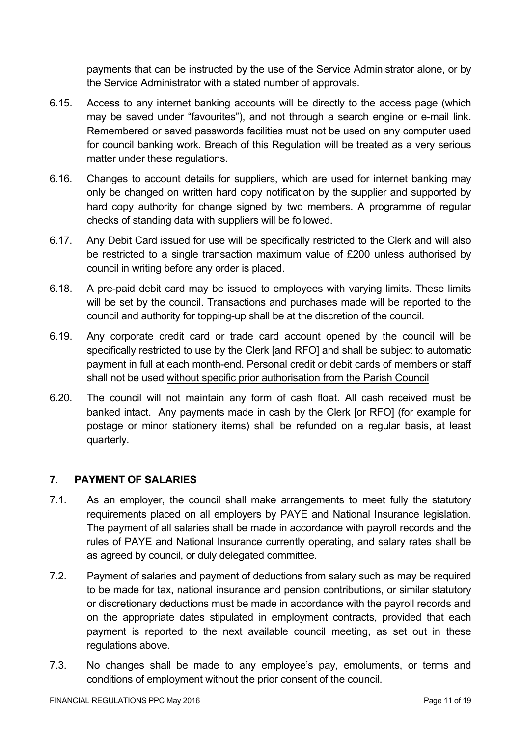payments that can be instructed by the use of the Service Administrator alone, or by the Service Administrator with a stated number of approvals.

6.15. Access to any internet banking accounts will be directly to the access page (which may be saved under "favourites"), and not through a search engine or e-mail link. Remembered or saved passwords facilities must not be used on any computer used for council banking work. Breach of this Regulation will be treated as a very serious matter under these regulations.

6.16. Changes to account details for suppliers, which are used for internet banking may only be changed on written hard copy notification by the supplier and supported by hard copy authority for change signed by two members. A programme of regular checks of standing data with suppliers will be followed.

6.17. Any Debit Card issued for use will be specifically restricted to the Clerk and will also be restricted to a single transaction maximum value of £200 unless authorised by council in writing before any order is placed.

6.18. A pre-paid debit card may be issued to employees with varying limits. These limits will be set by the council. Transactions and purchases made will be reported to the council and authority for topping-up shall be at the discretion of the council.

6.19. Any corporate credit card or trade card account opened by the council will be specifically restricted to use by the Clerk [and RFO] and shall be subject to automatic payment in full at each month-end. Personal credit or debit cards of members or staff shall not be used without specific prior authorisation from the Parish Council

6.20. The council will not maintain any form of cash float. All cash received must be banked intact. Any payments made in cash by the Clerk [or RFO] (for example for postage or minor stationery items) shall be refunded on a regular basis, at least quarterly.

## 7. PAYMENT OF SALARIES

7.1. As an employer, the council shall make arrangements to meet fully the statutory requirements placed on all employers by PAYE and National Insurance legislation. The payment of all salaries shall be made in accordance with payroll records and the rules of PAYE and National Insurance currently operating, and salary rates shall be as agreed by council, or duly delegated committee.

7.2. Payment of salaries and payment of deductions from salary such as may be required to be made for tax, national insurance and pension contributions, or similar statutory or discretionary deductions must be made in accordance with the payroll records and on the appropriate dates stipulated in employment contracts, provided that each payment is reported to the next available council meeting, as set out in these regulations above.

7.3. No changes shall be made to any employee's pay, emoluments, or terms and conditions of employment without the prior consent of the council.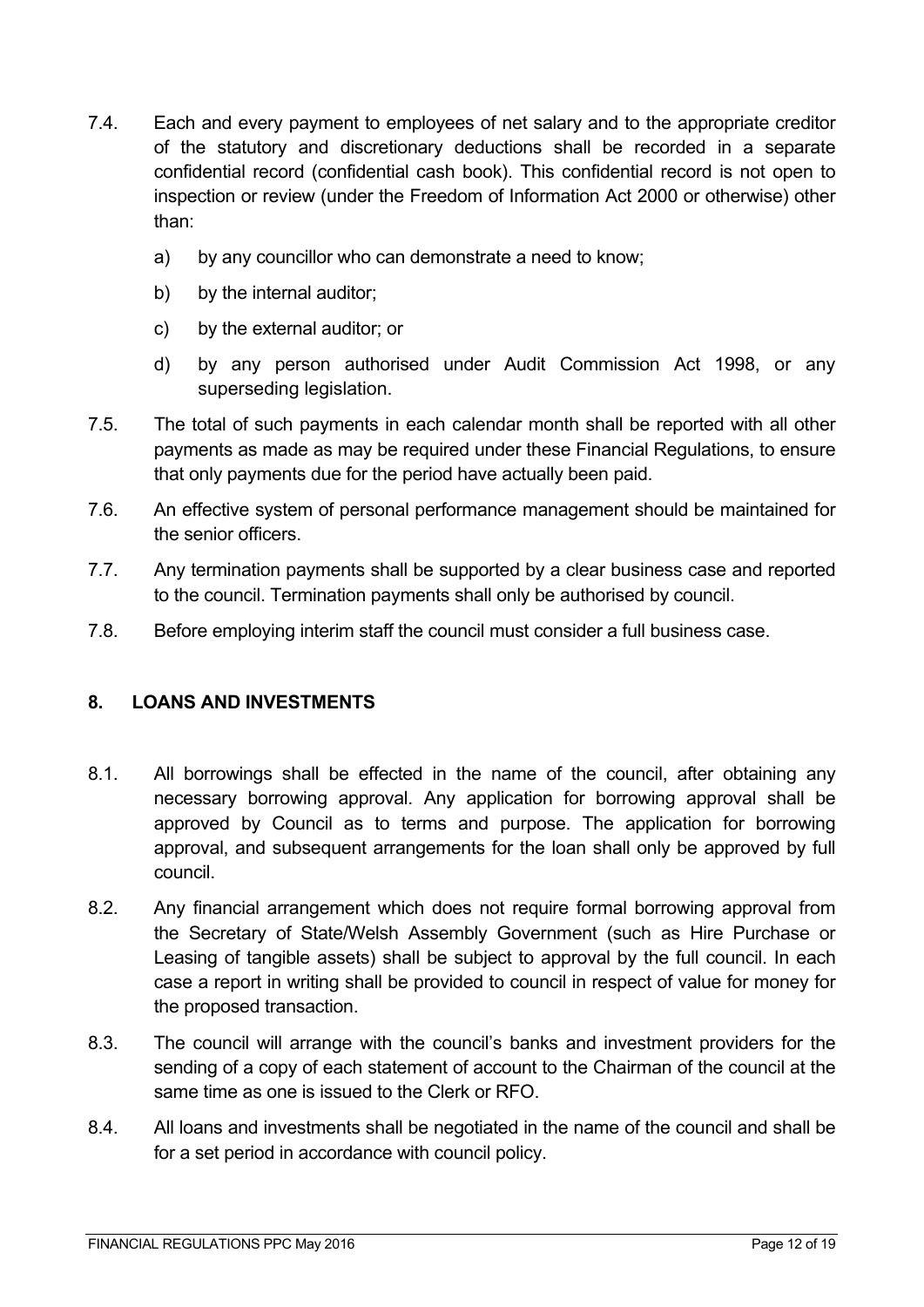7.4. Each and every payment to employees of net salary and to the appropriate creditor of the statutory and discretionary deductions shall be recorded in a separate confidential record (confidential cash book). This confidential record is not open to inspection or review (under the Freedom of Information Act 2000 or otherwise) other than:

   a) by any councillor who can demonstrate a need to know;

   b) by the internal auditor;

   c) by the external auditor; or

   d) by any person authorised under Audit Commission Act 1998, or any superseding legislation.

7.5. The total of such payments in each calendar month shall be reported with all other payments as made as may be required under these Financial Regulations, to ensure that only payments due for the period have actually been paid.

7.6. An effective system of personal performance management should be maintained for the senior officers.

7.7. Any termination payments shall be supported by a clear business case and reported to the council. Termination payments shall only be authorised by council.

7.8. Before employing interim staff the council must consider a full business case.

## 8. LOANS AND INVESTMENTS

8.1. All borrowings shall be effected in the name of the council, after obtaining any necessary borrowing approval. Any application for borrowing approval shall be approved by Council as to terms and purpose. The application for borrowing approval, and subsequent arrangements for the loan shall only be approved by full council.

8.2. Any financial arrangement which does not require formal borrowing approval from the Secretary of State/Welsh Assembly Government (such as Hire Purchase or Leasing of tangible assets) shall be subject to approval by the full council. In each case a report in writing shall be provided to council in respect of value for money for the proposed transaction.

8.3. The council will arrange with the council's banks and investment providers for the sending of a copy of each statement of account to the Chairman of the council at the same time as one is issued to the Clerk or RFO.

8.4. All loans and investments shall be negotiated in the name of the council and shall be for a set period in accordance with council policy.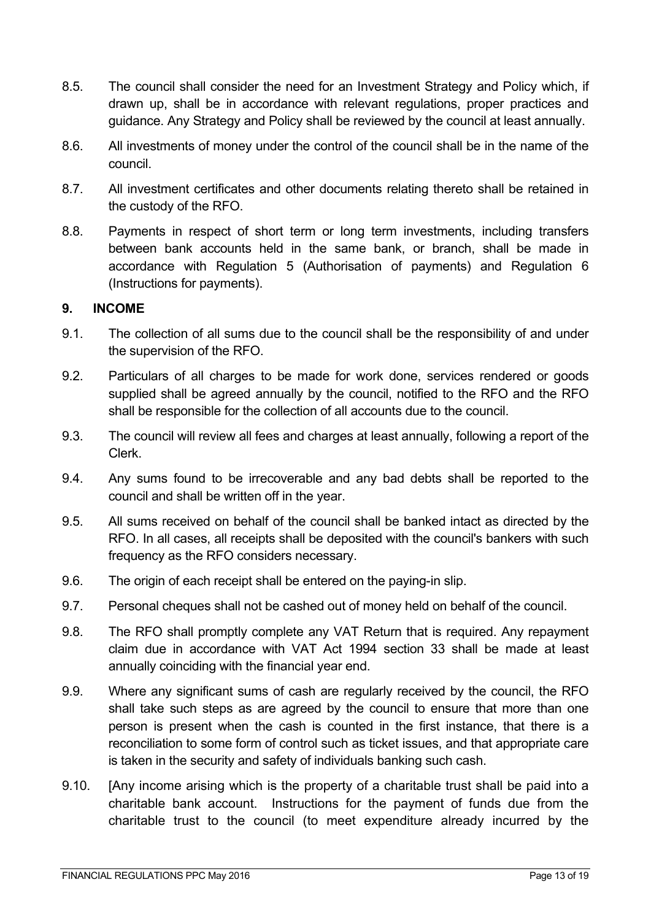8.5. The council shall consider the need for an Investment Strategy and Policy which, if drawn up, shall be in accordance with relevant regulations, proper practices and guidance. Any Strategy and Policy shall be reviewed by the council at least annually.

8.6. All investments of money under the control of the council shall be in the name of the council.

8.7. All investment certificates and other documents relating thereto shall be retained in the custody of the RFO.

8.8. Payments in respect of short term or long term investments, including transfers between bank accounts held in the same bank, or branch, shall be made in accordance with Regulation 5 (Authorisation of payments) and Regulation 6 (Instructions for payments).

## 9. INCOME

9.1. The collection of all sums due to the council shall be the responsibility of and under the supervision of the RFO.

9.2. Particulars of all charges to be made for work done, services rendered or goods supplied shall be agreed annually by the council, notified to the RFO and the RFO shall be responsible for the collection of all accounts due to the council.

9.3. The council will review all fees and charges at least annually, following a report of the Clerk.

9.4. Any sums found to be irrecoverable and any bad debts shall be reported to the council and shall be written off in the year.

9.5. All sums received on behalf of the council shall be banked intact as directed by the RFO. In all cases, all receipts shall be deposited with the council's bankers with such frequency as the RFO considers necessary.

9.6. The origin of each receipt shall be entered on the paying-in slip.

9.7. Personal cheques shall not be cashed out of money held on behalf of the council.

9.8. The RFO shall promptly complete any VAT Return that is required. Any repayment claim due in accordance with VAT Act 1994 section 33 shall be made at least annually coinciding with the financial year end.

9.9. Where any significant sums of cash are regularly received by the council, the RFO shall take such steps as are agreed by the council to ensure that more than one person is present when the cash is counted in the first instance, that there is a reconciliation to some form of control such as ticket issues, and that appropriate care is taken in the security and safety of individuals banking such cash.

9.10. [Any income arising which is the property of a charitable trust shall be paid into a charitable bank account. Instructions for the payment of funds due from the charitable trust to the council (to meet expenditure already incurred by the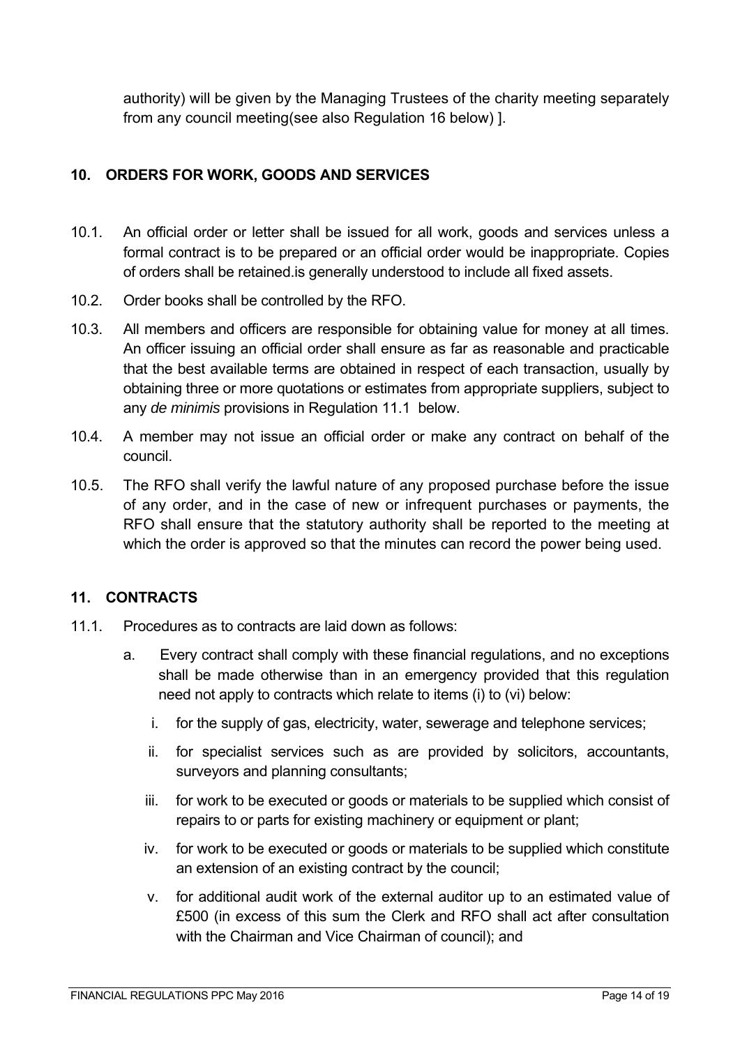authority) will be given by the Managing Trustees of the charity meeting separately from any council meeting(see also Regulation 16 below) ].

## 10. ORDERS FOR WORK, GOODS AND SERVICES

10.1. An official order or letter shall be issued for all work, goods and services unless a formal contract is to be prepared or an official order would be inappropriate. Copies of orders shall be retained.is generally understood to include all fixed assets.

10.2. Order books shall be controlled by the RFO.

10.3. All members and officers are responsible for obtaining value for money at all times. An officer issuing an official order shall ensure as far as reasonable and practicable that the best available terms are obtained in respect of each transaction, usually by obtaining three or more quotations or estimates from appropriate suppliers, subject to any *de minimis* provisions in Regulation 11.1 below.

10.4. A member may not issue an official order or make any contract on behalf of the council.

10.5. The RFO shall verify the lawful nature of any proposed purchase before the issue of any order, and in the case of new or infrequent purchases or payments, the RFO shall ensure that the statutory authority shall be reported to the meeting at which the order is approved so that the minutes can record the power being used.

## 11. CONTRACTS

11.1. Procedures as to contracts are laid down as follows:

a. Every contract shall comply with these financial regulations, and no exceptions shall be made otherwise than in an emergency provided that this regulation need not apply to contracts which relate to items (i) to (vi) below:

   i. for the supply of gas, electricity, water, sewerage and telephone services;

   ii. for specialist services such as are provided by solicitors, accountants, surveyors and planning consultants;

   iii. for work to be executed or goods or materials to be supplied which consist of repairs to or parts for existing machinery or equipment or plant;

   iv. for work to be executed or goods or materials to be supplied which constitute an extension of an existing contract by the council;

   v. for additional audit work of the external auditor up to an estimated value of £500 (in excess of this sum the Clerk and RFO shall act after consultation with the Chairman and Vice Chairman of council); and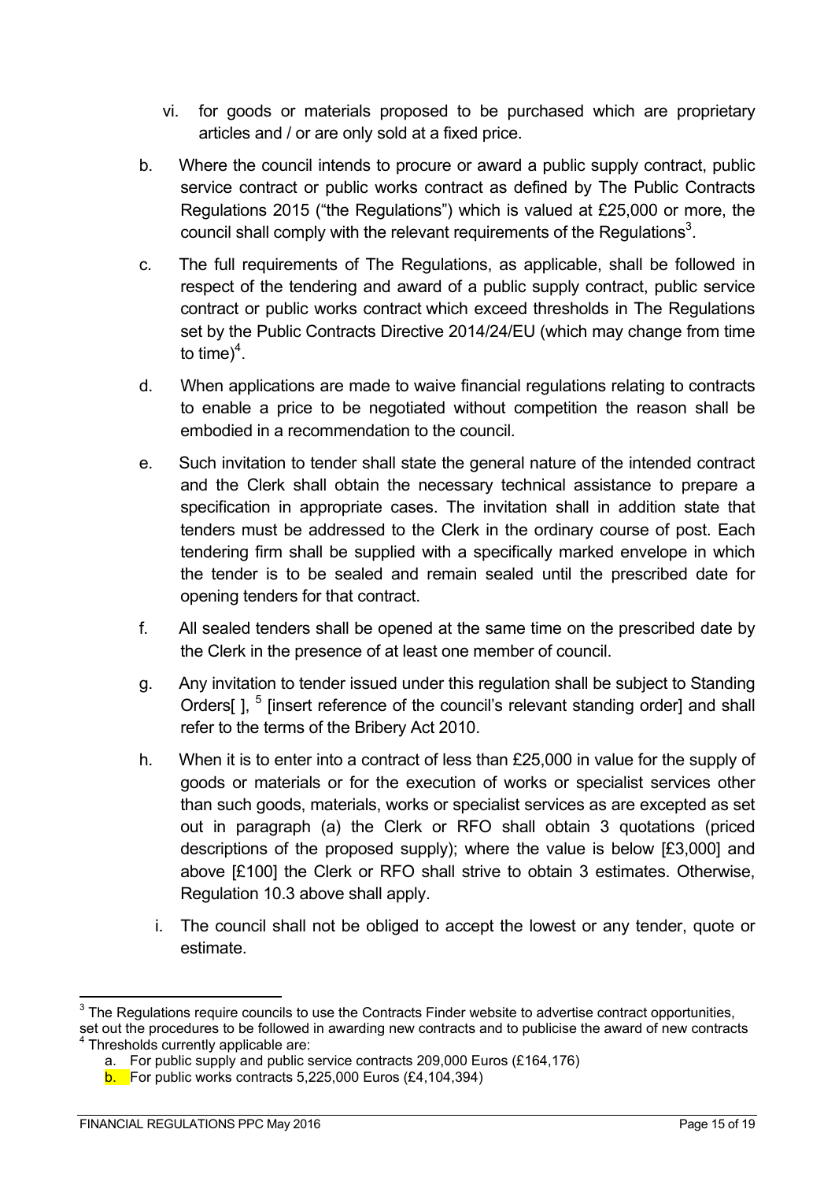vi. for goods or materials proposed to be purchased which are proprietary articles and / or are only sold at a fixed price.

b. Where the council intends to procure or award a public supply contract, public service contract or public works contract as defined by The Public Contracts Regulations 2015 ("the Regulations") which is valued at £25,000 or more, the council shall comply with the relevant requirements of the Regulations[3].

c. The full requirements of The Regulations, as applicable, shall be followed in respect of the tendering and award of a public supply contract, public service contract or public works contract which exceed thresholds in The Regulations set by the Public Contracts Directive 2014/24/EU (which may change from time to time)[4].

d. When applications are made to waive financial regulations relating to contracts to enable a price to be negotiated without competition the reason shall be embodied in a recommendation to the council.

e. Such invitation to tender shall state the general nature of the intended contract and the Clerk shall obtain the necessary technical assistance to prepare a specification in appropriate cases. The invitation shall in addition state that tenders must be addressed to the Clerk in the ordinary course of post. Each tendering firm shall be supplied with a specifically marked envelope in which the tender is to be sealed and remain sealed until the prescribed date for opening tenders for that contract.

f. All sealed tenders shall be opened at the same time on the prescribed date by the Clerk in the presence of at least one member of council.

g. Any invitation to tender issued under this regulation shall be subject to Standing Orders[ ], [5] [insert reference of the council's relevant standing order] and shall refer to the terms of the Bribery Act 2010.

h. When it is to enter into a contract of less than £25,000 in value for the supply of goods or materials or for the execution of works or specialist services other than such goods, materials, works or specialist services as are excepted as set out in paragraph (a) the Clerk or RFO shall obtain 3 quotations (priced descriptions of the proposed supply); where the value is below [£3,000] and above [£100] the Clerk or RFO shall strive to obtain 3 estimates. Otherwise, Regulation 10.3 above shall apply.

i. The council shall not be obliged to accept the lowest or any tender, quote or estimate.

---

[3] The Regulations require councils to use the Contracts Finder website to advertise contract opportunities, set out the procedures to be followed in awarding new contracts and to publicise the award of new contracts

[4] Thresholds currently applicable are:

a. For public supply and public service contracts 209,000 Euros (£164,176)

b. For public works contracts 5,225,000 Euros (£4,104,394)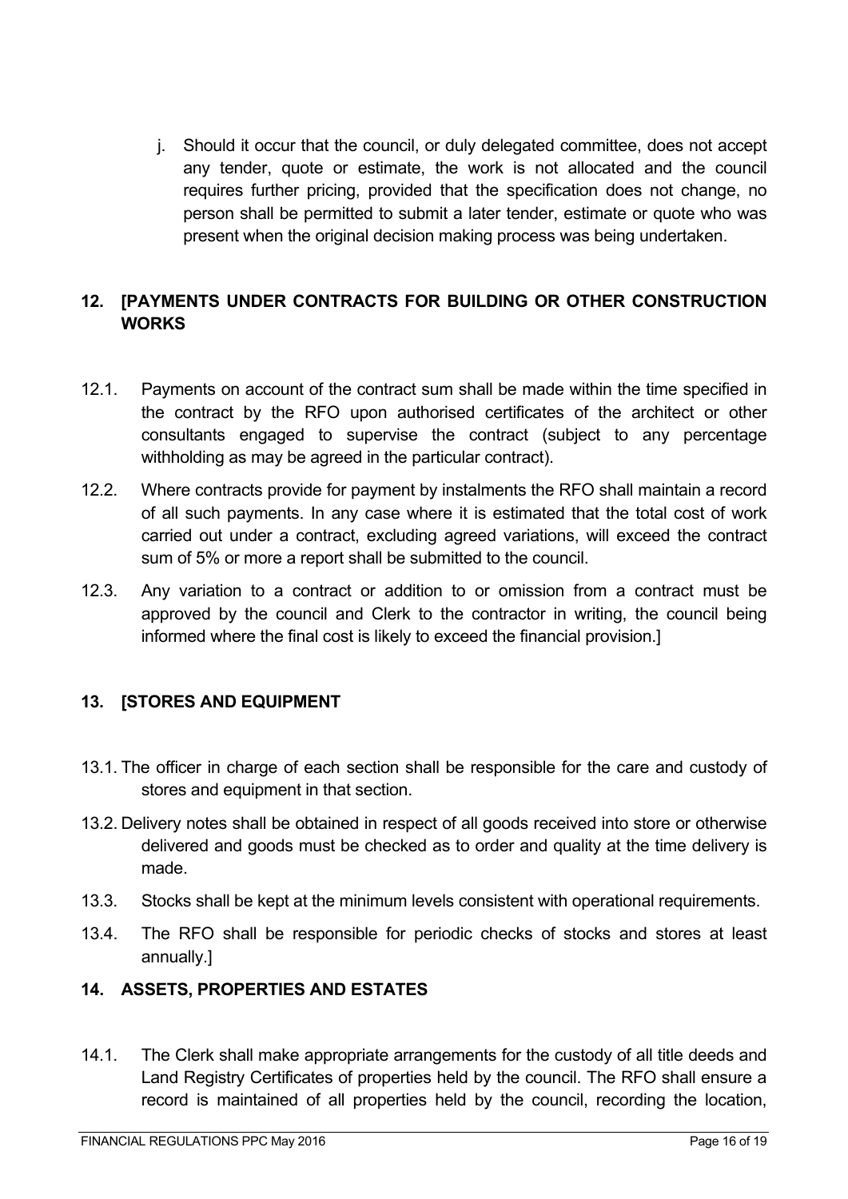j. Should it occur that the council, or duly delegated committee, does not accept any tender, quote or estimate, the work is not allocated and the council requires further pricing, provided that the specification does not change, no person shall be permitted to submit a later tender, estimate or quote who was present when the original decision making process was being undertaken.

## 12. [PAYMENTS UNDER CONTRACTS FOR BUILDING OR OTHER CONSTRUCTION WORKS

12.1. Payments on account of the contract sum shall be made within the time specified in the contract by the RFO upon authorised certificates of the architect or other consultants engaged to supervise the contract (subject to any percentage withholding as may be agreed in the particular contract).

12.2. Where contracts provide for payment by instalments the RFO shall maintain a record of all such payments. In any case where it is estimated that the total cost of work carried out under a contract, excluding agreed variations, will exceed the contract sum of 5% or more a report shall be submitted to the council.

12.3. Any variation to a contract or addition to or omission from a contract must be approved by the council and Clerk to the contractor in writing, the council being informed where the final cost is likely to exceed the financial provision.]

## 13. [STORES AND EQUIPMENT

13.1. The officer in charge of each section shall be responsible for the care and custody of stores and equipment in that section.

13.2. Delivery notes shall be obtained in respect of all goods received into store or otherwise delivered and goods must be checked as to order and quality at the time delivery is made.

13.3. Stocks shall be kept at the minimum levels consistent with operational requirements.

13.4. The RFO shall be responsible for periodic checks of stocks and stores at least annually.]

## 14. ASSETS, PROPERTIES AND ESTATES

14.1. The Clerk shall make appropriate arrangements for the custody of all title deeds and Land Registry Certificates of properties held by the council. The RFO shall ensure a record is maintained of all properties held by the council, recording the location,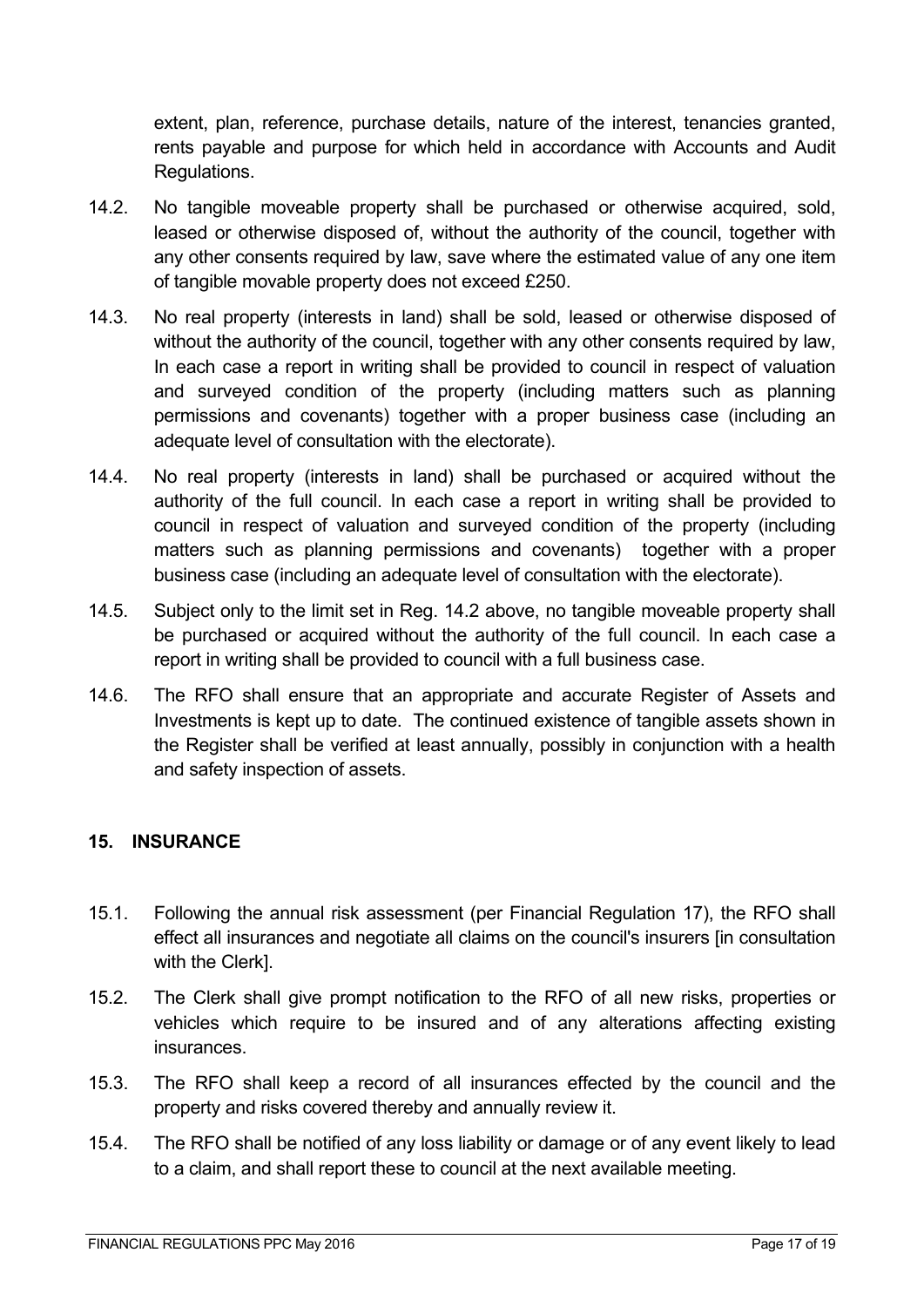extent, plan, reference, purchase details, nature of the interest, tenancies granted, rents payable and purpose for which held in accordance with Accounts and Audit Regulations.

14.2. No tangible moveable property shall be purchased or otherwise acquired, sold, leased or otherwise disposed of, without the authority of the council, together with any other consents required by law, save where the estimated value of any one item of tangible movable property does not exceed £250.

14.3. No real property (interests in land) shall be sold, leased or otherwise disposed of without the authority of the council, together with any other consents required by law, In each case a report in writing shall be provided to council in respect of valuation and surveyed condition of the property (including matters such as planning permissions and covenants) together with a proper business case (including an adequate level of consultation with the electorate).

14.4. No real property (interests in land) shall be purchased or acquired without the authority of the full council. In each case a report in writing shall be provided to council in respect of valuation and surveyed condition of the property (including matters such as planning permissions and covenants) together with a proper business case (including an adequate level of consultation with the electorate).

14.5. Subject only to the limit set in Reg. 14.2 above, no tangible moveable property shall be purchased or acquired without the authority of the full council. In each case a report in writing shall be provided to council with a full business case.

14.6. The RFO shall ensure that an appropriate and accurate Register of Assets and Investments is kept up to date. The continued existence of tangible assets shown in the Register shall be verified at least annually, possibly in conjunction with a health and safety inspection of assets.

## 15. INSURANCE

15.1. Following the annual risk assessment (per Financial Regulation 17), the RFO shall effect all insurances and negotiate all claims on the council's insurers [in consultation with the Clerk].

15.2. The Clerk shall give prompt notification to the RFO of all new risks, properties or vehicles which require to be insured and of any alterations affecting existing insurances.

15.3. The RFO shall keep a record of all insurances effected by the council and the property and risks covered thereby and annually review it.

15.4. The RFO shall be notified of any loss liability or damage or of any event likely to lead to a claim, and shall report these to council at the next available meeting.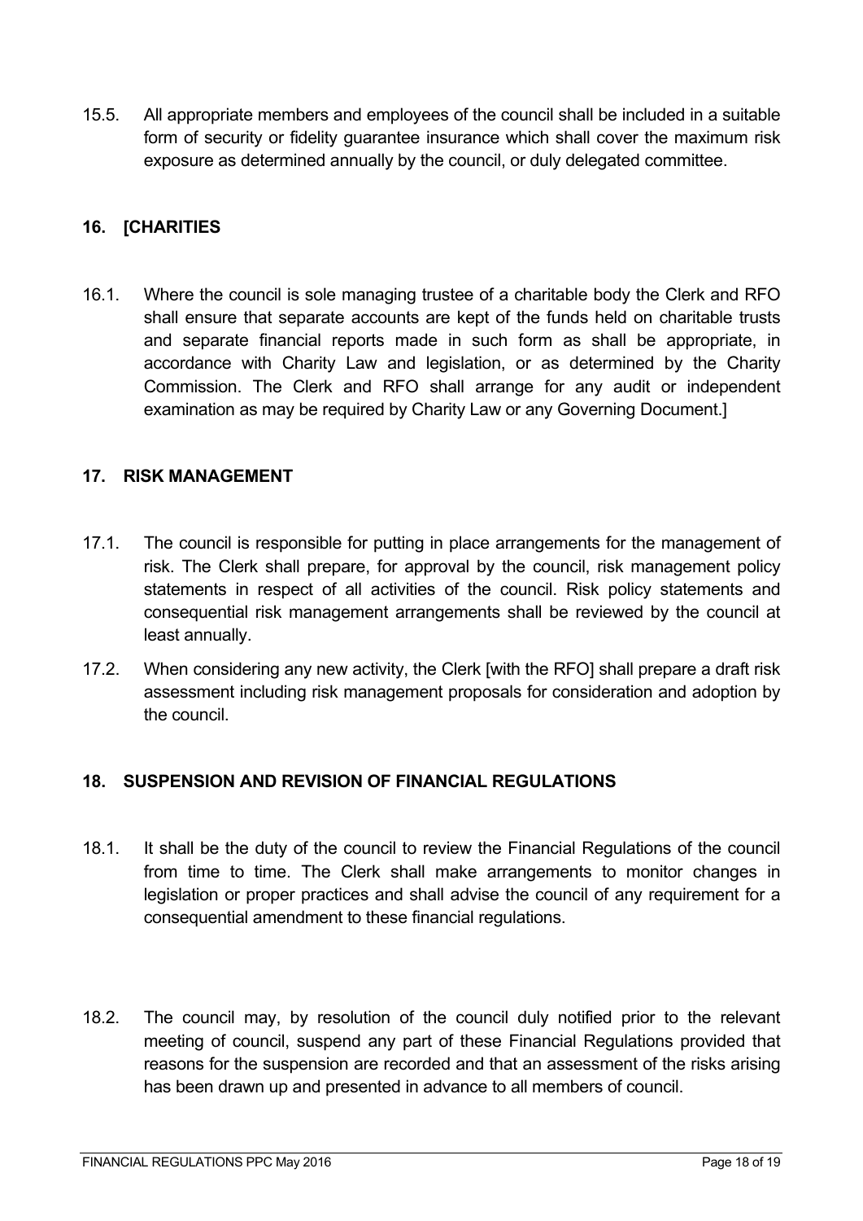15.5. All appropriate members and employees of the council shall be included in a suitable form of security or fidelity guarantee insurance which shall cover the maximum risk exposure as determined annually by the council, or duly delegated committee.

## 16. [CHARITIES

16.1. Where the council is sole managing trustee of a charitable body the Clerk and RFO shall ensure that separate accounts are kept of the funds held on charitable trusts and separate financial reports made in such form as shall be appropriate, in accordance with Charity Law and legislation, or as determined by the Charity Commission. The Clerk and RFO shall arrange for any audit or independent examination as may be required by Charity Law or any Governing Document.]

## 17. RISK MANAGEMENT

17.1. The council is responsible for putting in place arrangements for the management of risk. The Clerk shall prepare, for approval by the council, risk management policy statements in respect of all activities of the council. Risk policy statements and consequential risk management arrangements shall be reviewed by the council at least annually.

17.2. When considering any new activity, the Clerk [with the RFO] shall prepare a draft risk assessment including risk management proposals for consideration and adoption by the council.

## 18. SUSPENSION AND REVISION OF FINANCIAL REGULATIONS

18.1. It shall be the duty of the council to review the Financial Regulations of the council from time to time. The Clerk shall make arrangements to monitor changes in legislation or proper practices and shall advise the council of any requirement for a consequential amendment to these financial regulations.

18.2. The council may, by resolution of the council duly notified prior to the relevant meeting of council, suspend any part of these Financial Regulations provided that reasons for the suspension are recorded and that an assessment of the risks arising has been drawn up and presented in advance to all members of council.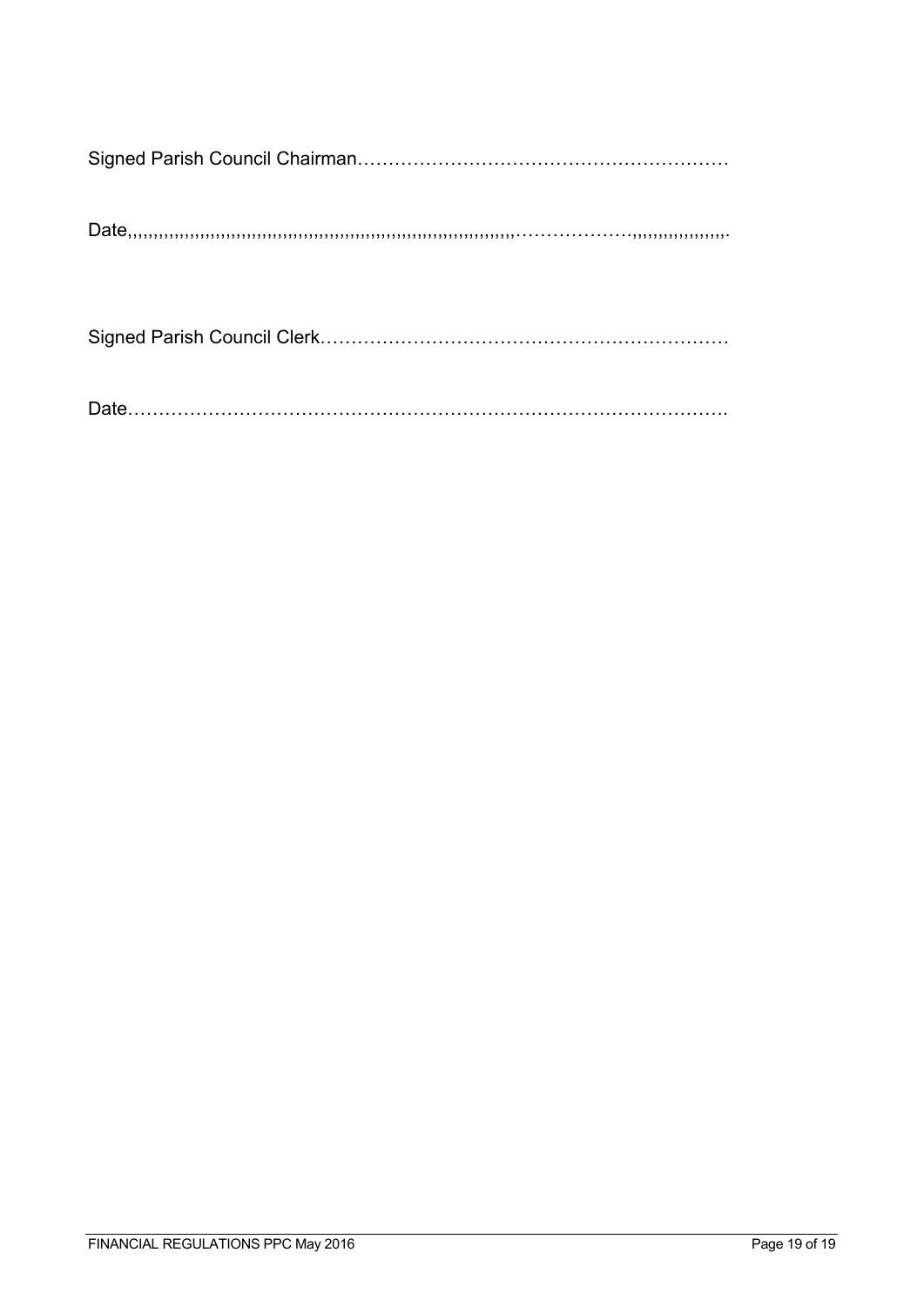Signed Parish Council Chairman…………………………………………………

Date,,,,,,,,,,,,,,,,,,,,,,,,,,,,,,,,,,,,,,,,,,,,,,,,,,,,,,,,,,,,,,,,,,,,,,,,,,,,,,,,,,,,,,,,,,,,,,,,,,……………….,,,,,,,,,,,,,,,,,,,,.

Signed Parish Council Clerk………………………………………………………

Date…………………………………………………………………………………….